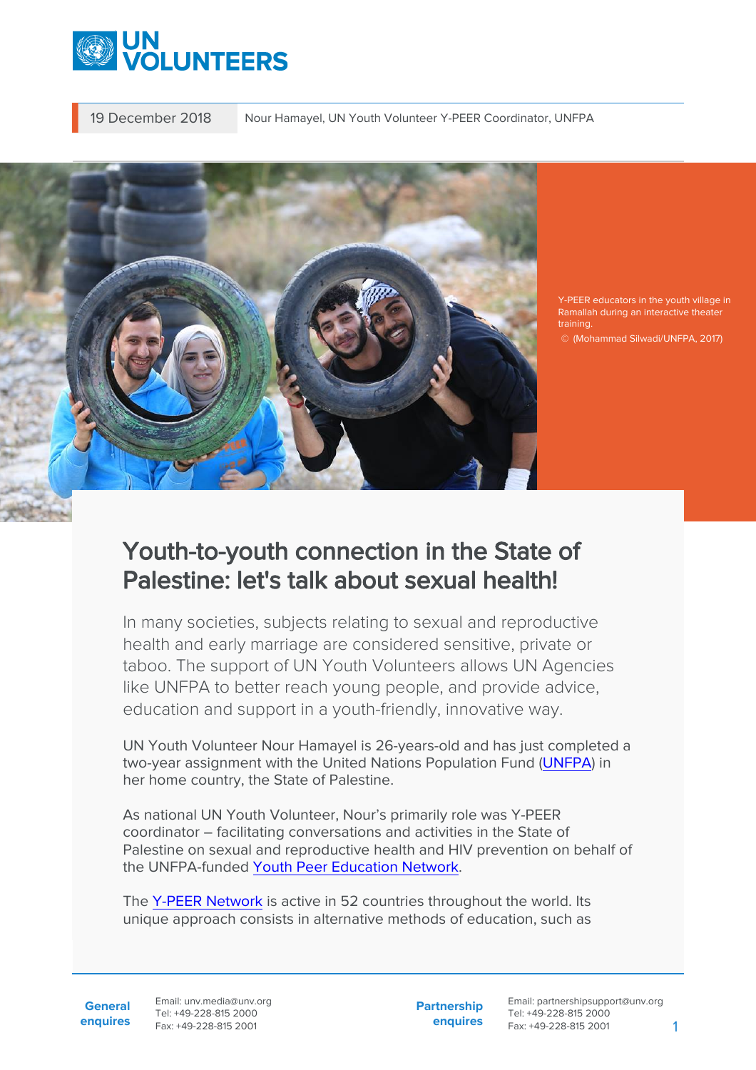19 December 2018 | Nour Hamayel, UN Youth Volunteer Y-PEER Coordinator, UNFPA

Y-PEER educators in the youth village in Ramallah during an interactive theater training.
© (Mohammad Silwadi/UNFPA, 2017)

# Youth-to-youth connection in the State of Palestine: let's talk about sexual health!

In many societies, subjects relating to sexual and reproductive health and early marriage are considered sensitive, private or taboo. The support of UN Youth Volunteers allows UN Agencies like UNFPA to better reach young people, and provide advice, education and support in a youth-friendly, innovative way.

UN Youth Volunteer Nour Hamayel is 26-years-old and has just completed a two-year assignment with the United Nations Population Fund (UNFPA) in her home country, the State of Palestine.

As national UN Youth Volunteer, Nour's primarily role was Y-PEER coordinator – facilitating conversations and activities in the State of Palestine on sexual and reproductive health and HIV prevention on behalf of the UNFPA-funded Youth Peer Education Network.

The Y-PEER Network is active in 52 countries throughout the world. Its unique approach consists in alternative methods of education, such as

**General enquires** Email: unv.media@unv.org Tel: +49-228-815 2000 Fax: +49-228-815 2001

**Partnership enquires** Email: partnershipsupport@unv.org Tel: +49-228-815 2000 Fax: +49-228-815 2001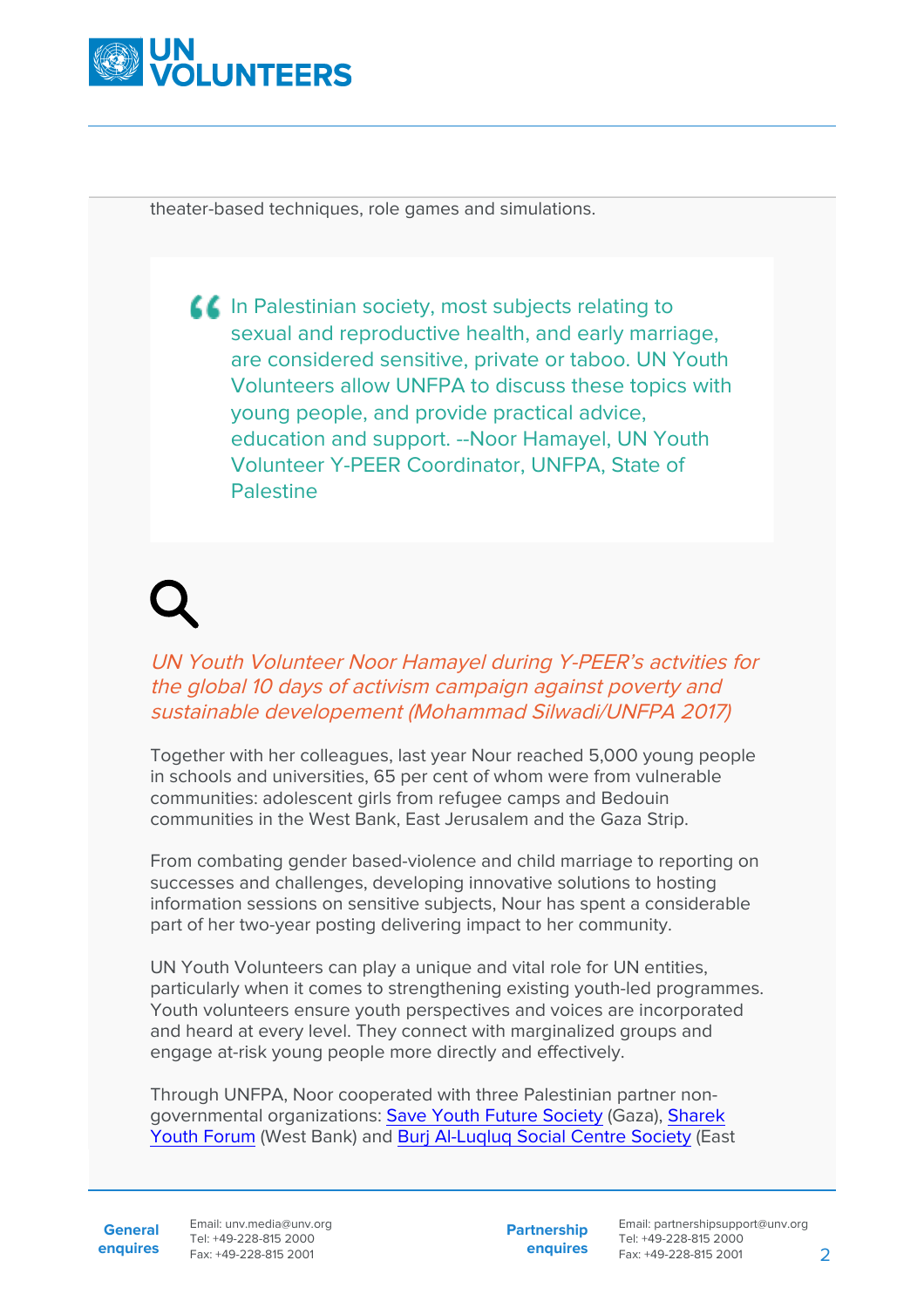theater-based techniques, role games and simulations.

> In Palestinian society, most subjects relating to sexual and reproductive health, and early marriage, are considered sensitive, private or taboo. UN Youth Volunteers allow UNFPA to discuss these topics with young people, and provide practical advice, education and support. --Noor Hamayel, UN Youth Volunteer Y-PEER Coordinator, UNFPA, State of Palestine

*UN Youth Volunteer Noor Hamayel during Y-PEER's actvities for the global 10 days of activism campaign against poverty and sustainable developement (Mohammad Silwadi/UNFPA 2017)*

Together with her colleagues, last year Nour reached 5,000 young people in schools and universities, 65 per cent of whom were from vulnerable communities: adolescent girls from refugee camps and Bedouin communities in the West Bank, East Jerusalem and the Gaza Strip.

From combating gender based-violence and child marriage to reporting on successes and challenges, developing innovative solutions to hosting information sessions on sensitive subjects, Nour has spent a considerable part of her two-year posting delivering impact to her community.

UN Youth Volunteers can play a unique and vital role for UN entities, particularly when it comes to strengthening existing youth-led programmes. Youth volunteers ensure youth perspectives and voices are incorporated and heard at every level. They connect with marginalized groups and engage at-risk young people more directly and effectively.

Through UNFPA, Noor cooperated with three Palestinian partner non-governmental organizations: Save Youth Future Society (Gaza), Sharek Youth Forum (West Bank) and Burj Al-Luqluq Social Centre Society (East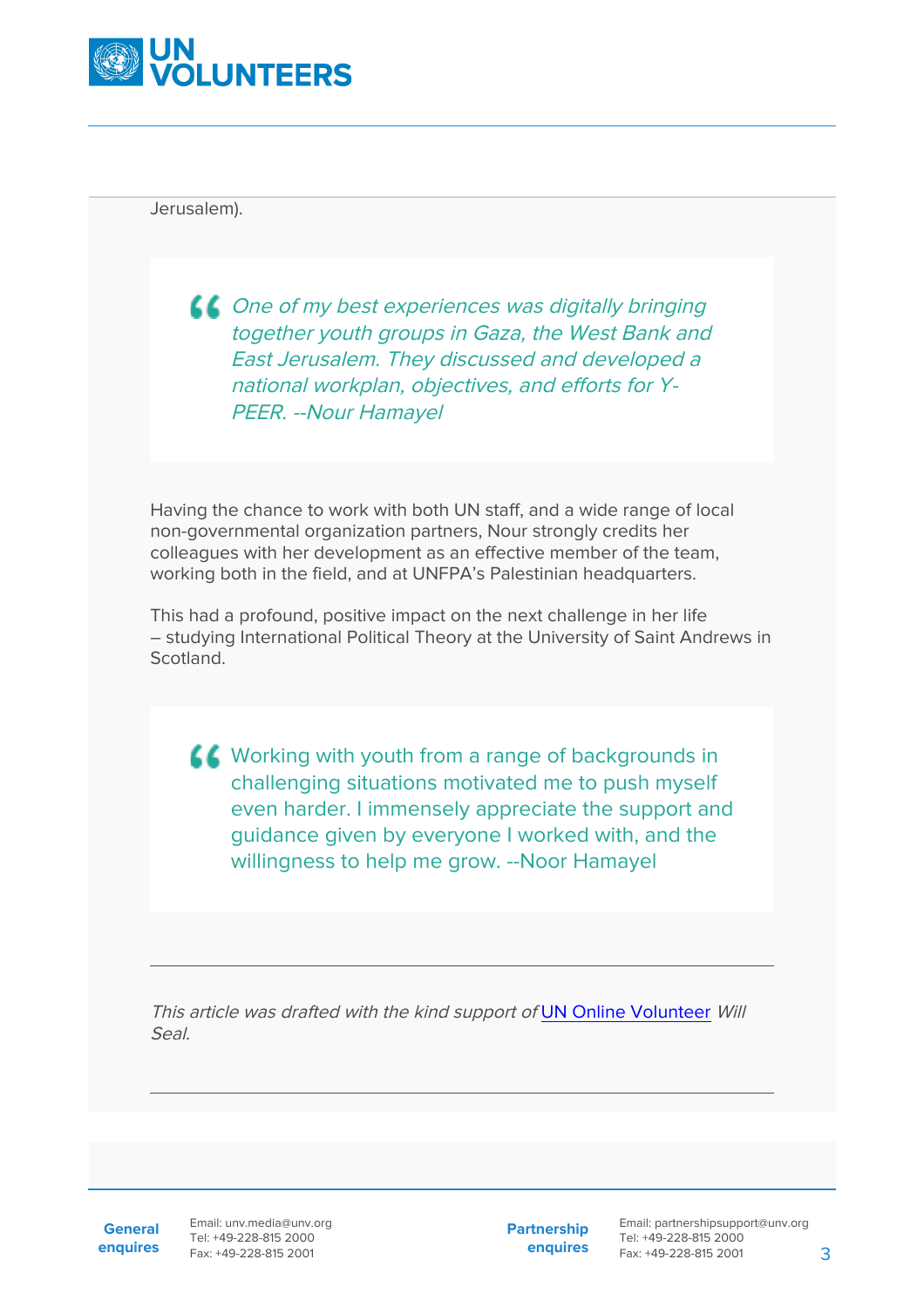Jerusalem).

> *One of my best experiences was digitally bringing together youth groups in Gaza, the West Bank and East Jerusalem. They discussed and developed a national workplan, objectives, and efforts for Y-PEER. --Nour Hamayel*

Having the chance to work with both UN staff, and a wide range of local non-governmental organization partners, Nour strongly credits her colleagues with her development as an effective member of the team, working both in the field, and at UNFPA's Palestinian headquarters.

This had a profound, positive impact on the next challenge in her life – studying International Political Theory at the University of Saint Andrews in Scotland.

> Working with youth from a range of backgrounds in challenging situations motivated me to push myself even harder. I immensely appreciate the support and guidance given by everyone I worked with, and the willingness to help me grow. --Noor Hamayel

---

*This article was drafted with the kind support of* [UN Online Volunteer]() *Will Seal.*

---

**General enquires**
Email: unv.media@unv.org
Tel: +49-228-815 2000
Fax: +49-228-815 2001

**Partnership enquires**
Email: partnershipsupport@unv.org
Tel: +49-228-815 2000
Fax: +49-228-815 2001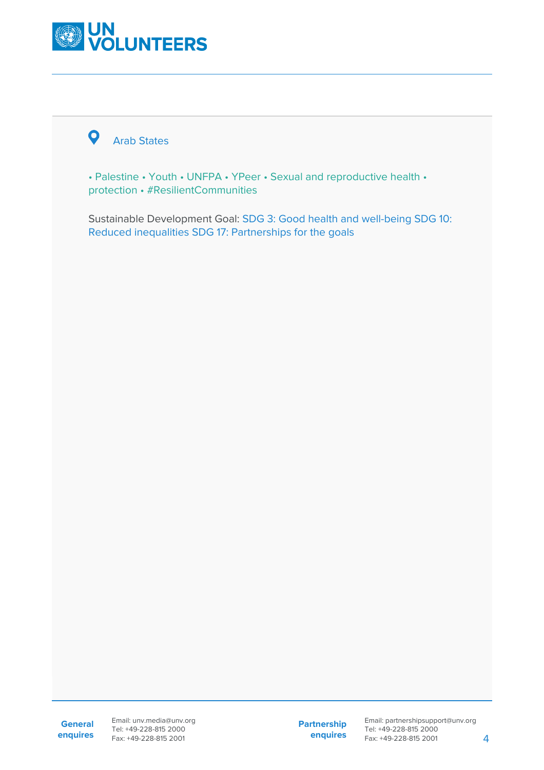Arab States

• Palestine • Youth • UNFPA • YPeer • Sexual and reproductive health • protection • #ResilientCommunities

Sustainable Development Goal: SDG 3: Good health and well-being SDG 10: Reduced inequalities SDG 17: Partnerships for the goals